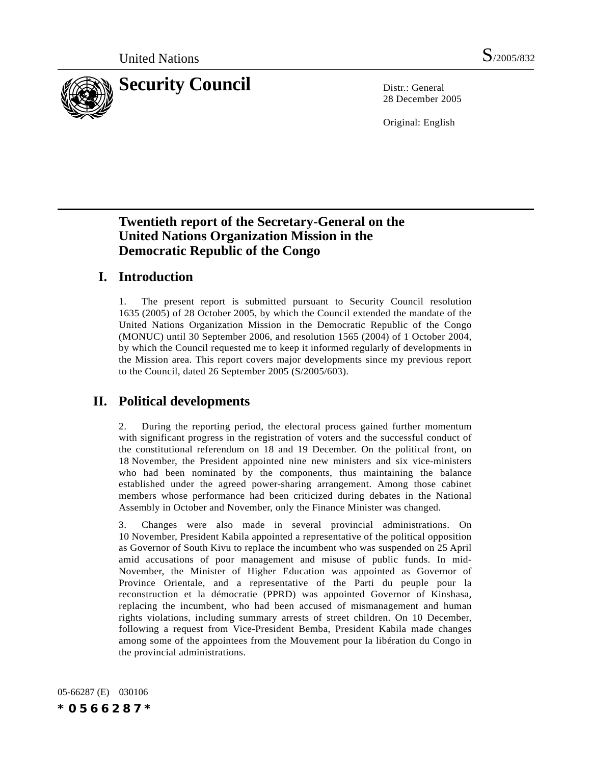United Nations S/2005/832

# Security Council

Distr.: General
28 December 2005

Original: English

# Twentieth report of the Secretary-General on the United Nations Organization Mission in the Democratic Republic of the Congo

## I. Introduction

1. The present report is submitted pursuant to Security Council resolution 1635 (2005) of 28 October 2005, by which the Council extended the mandate of the United Nations Organization Mission in the Democratic Republic of the Congo (MONUC) until 30 September 2006, and resolution 1565 (2004) of 1 October 2004, by which the Council requested me to keep it informed regularly of developments in the Mission area. This report covers major developments since my previous report to the Council, dated 26 September 2005 (S/2005/603).

## II. Political developments

2. During the reporting period, the electoral process gained further momentum with significant progress in the registration of voters and the successful conduct of the constitutional referendum on 18 and 19 December. On the political front, on 18 November, the President appointed nine new ministers and six vice-ministers who had been nominated by the components, thus maintaining the balance established under the agreed power-sharing arrangement. Among those cabinet members whose performance had been criticized during debates in the National Assembly in October and November, only the Finance Minister was changed.

3. Changes were also made in several provincial administrations. On 10 November, President Kabila appointed a representative of the political opposition as Governor of South Kivu to replace the incumbent who was suspended on 25 April amid accusations of poor management and misuse of public funds. In mid-November, the Minister of Higher Education was appointed as Governor of Province Orientale, and a representative of the Parti du peuple pour la reconstruction et la démocratie (PPRD) was appointed Governor of Kinshasa, replacing the incumbent, who had been accused of mismanagement and human rights violations, including summary arrests of street children. On 10 December, following a request from Vice-President Bemba, President Kabila made changes among some of the appointees from the Mouvement pour la libération du Congo in the provincial administrations.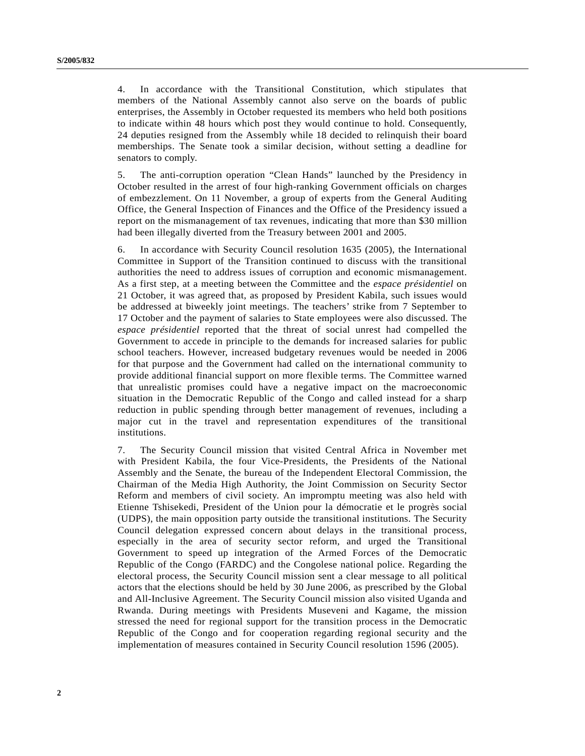4. In accordance with the Transitional Constitution, which stipulates that members of the National Assembly cannot also serve on the boards of public enterprises, the Assembly in October requested its members who held both positions to indicate within 48 hours which post they would continue to hold. Consequently, 24 deputies resigned from the Assembly while 18 decided to relinquish their board memberships. The Senate took a similar decision, without setting a deadline for senators to comply.

5. The anti-corruption operation "Clean Hands" launched by the Presidency in October resulted in the arrest of four high-ranking Government officials on charges of embezzlement. On 11 November, a group of experts from the General Auditing Office, the General Inspection of Finances and the Office of the Presidency issued a report on the mismanagement of tax revenues, indicating that more than $30 million had been illegally diverted from the Treasury between 2001 and 2005.

6. In accordance with Security Council resolution 1635 (2005), the International Committee in Support of the Transition continued to discuss with the transitional authorities the need to address issues of corruption and economic mismanagement. As a first step, at a meeting between the Committee and the *espace présidentiel* on 21 October, it was agreed that, as proposed by President Kabila, such issues would be addressed at biweekly joint meetings. The teachers' strike from 7 September to 17 October and the payment of salaries to State employees were also discussed. The *espace présidentiel* reported that the threat of social unrest had compelled the Government to accede in principle to the demands for increased salaries for public school teachers. However, increased budgetary revenues would be needed in 2006 for that purpose and the Government had called on the international community to provide additional financial support on more flexible terms. The Committee warned that unrealistic promises could have a negative impact on the macroeconomic situation in the Democratic Republic of the Congo and called instead for a sharp reduction in public spending through better management of revenues, including a major cut in the travel and representation expenditures of the transitional institutions.

7. The Security Council mission that visited Central Africa in November met with President Kabila, the four Vice-Presidents, the Presidents of the National Assembly and the Senate, the bureau of the Independent Electoral Commission, the Chairman of the Media High Authority, the Joint Commission on Security Sector Reform and members of civil society. An impromptu meeting was also held with Etienne Tshisekedi, President of the Union pour la démocratie et le progrès social (UDPS), the main opposition party outside the transitional institutions. The Security Council delegation expressed concern about delays in the transitional process, especially in the area of security sector reform, and urged the Transitional Government to speed up integration of the Armed Forces of the Democratic Republic of the Congo (FARDC) and the Congolese national police. Regarding the electoral process, the Security Council mission sent a clear message to all political actors that the elections should be held by 30 June 2006, as prescribed by the Global and All-Inclusive Agreement. The Security Council mission also visited Uganda and Rwanda. During meetings with Presidents Museveni and Kagame, the mission stressed the need for regional support for the transition process in the Democratic Republic of the Congo and for cooperation regarding regional security and the implementation of measures contained in Security Council resolution 1596 (2005).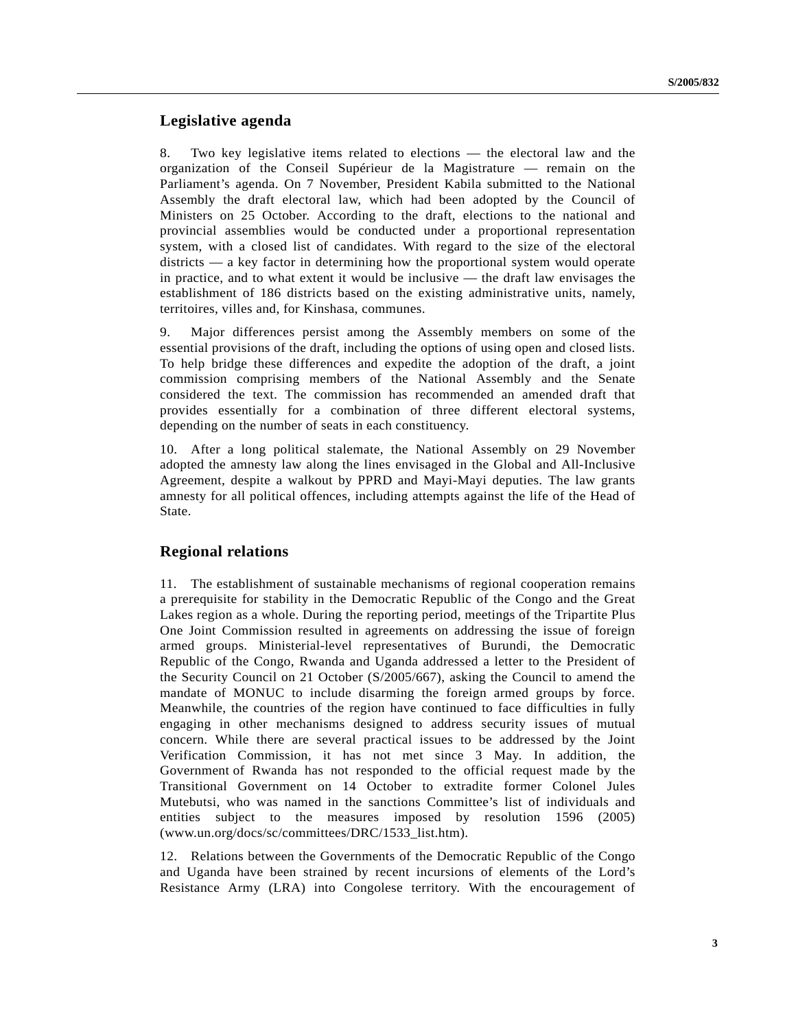## Legislative agenda

8. Two key legislative items related to elections — the electoral law and the organization of the Conseil Supérieur de la Magistrature — remain on the Parliament's agenda. On 7 November, President Kabila submitted to the National Assembly the draft electoral law, which had been adopted by the Council of Ministers on 25 October. According to the draft, elections to the national and provincial assemblies would be conducted under a proportional representation system, with a closed list of candidates. With regard to the size of the electoral districts — a key factor in determining how the proportional system would operate in practice, and to what extent it would be inclusive — the draft law envisages the establishment of 186 districts based on the existing administrative units, namely, territoires, villes and, for Kinshasa, communes.

9. Major differences persist among the Assembly members on some of the essential provisions of the draft, including the options of using open and closed lists. To help bridge these differences and expedite the adoption of the draft, a joint commission comprising members of the National Assembly and the Senate considered the text. The commission has recommended an amended draft that provides essentially for a combination of three different electoral systems, depending on the number of seats in each constituency.

10. After a long political stalemate, the National Assembly on 29 November adopted the amnesty law along the lines envisaged in the Global and All-Inclusive Agreement, despite a walkout by PPRD and Mayi-Mayi deputies. The law grants amnesty for all political offences, including attempts against the life of the Head of State.

## Regional relations

11. The establishment of sustainable mechanisms of regional cooperation remains a prerequisite for stability in the Democratic Republic of the Congo and the Great Lakes region as a whole. During the reporting period, meetings of the Tripartite Plus One Joint Commission resulted in agreements on addressing the issue of foreign armed groups. Ministerial-level representatives of Burundi, the Democratic Republic of the Congo, Rwanda and Uganda addressed a letter to the President of the Security Council on 21 October (S/2005/667), asking the Council to amend the mandate of MONUC to include disarming the foreign armed groups by force. Meanwhile, the countries of the region have continued to face difficulties in fully engaging in other mechanisms designed to address security issues of mutual concern. While there are several practical issues to be addressed by the Joint Verification Commission, it has not met since 3 May. In addition, the Government of Rwanda has not responded to the official request made by the Transitional Government on 14 October to extradite former Colonel Jules Mutebutsi, who was named in the sanctions Committee's list of individuals and entities subject to the measures imposed by resolution 1596 (2005) (www.un.org/docs/sc/committees/DRC/1533_list.htm).

12. Relations between the Governments of the Democratic Republic of the Congo and Uganda have been strained by recent incursions of elements of the Lord's Resistance Army (LRA) into Congolese territory. With the encouragement of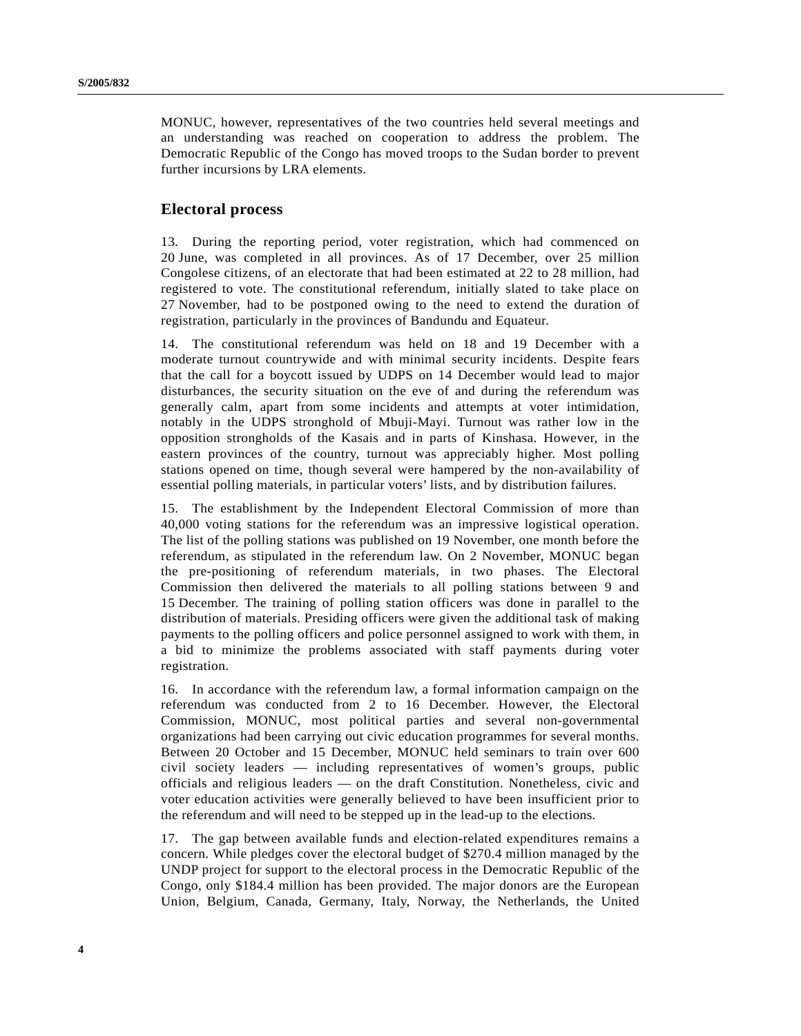MONUC, however, representatives of the two countries held several meetings and an understanding was reached on cooperation to address the problem. The Democratic Republic of the Congo has moved troops to the Sudan border to prevent further incursions by LRA elements.

## Electoral process

13. During the reporting period, voter registration, which had commenced on 20 June, was completed in all provinces. As of 17 December, over 25 million Congolese citizens, of an electorate that had been estimated at 22 to 28 million, had registered to vote. The constitutional referendum, initially slated to take place on 27 November, had to be postponed owing to the need to extend the duration of registration, particularly in the provinces of Bandundu and Equateur.

14. The constitutional referendum was held on 18 and 19 December with a moderate turnout countrywide and with minimal security incidents. Despite fears that the call for a boycott issued by UDPS on 14 December would lead to major disturbances, the security situation on the eve of and during the referendum was generally calm, apart from some incidents and attempts at voter intimidation, notably in the UDPS stronghold of Mbuji-Mayi. Turnout was rather low in the opposition strongholds of the Kasais and in parts of Kinshasa. However, in the eastern provinces of the country, turnout was appreciably higher. Most polling stations opened on time, though several were hampered by the non-availability of essential polling materials, in particular voters' lists, and by distribution failures.

15. The establishment by the Independent Electoral Commission of more than 40,000 voting stations for the referendum was an impressive logistical operation. The list of the polling stations was published on 19 November, one month before the referendum, as stipulated in the referendum law. On 2 November, MONUC began the pre-positioning of referendum materials, in two phases. The Electoral Commission then delivered the materials to all polling stations between 9 and 15 December. The training of polling station officers was done in parallel to the distribution of materials. Presiding officers were given the additional task of making payments to the polling officers and police personnel assigned to work with them, in a bid to minimize the problems associated with staff payments during voter registration.

16. In accordance with the referendum law, a formal information campaign on the referendum was conducted from 2 to 16 December. However, the Electoral Commission, MONUC, most political parties and several non-governmental organizations had been carrying out civic education programmes for several months. Between 20 October and 15 December, MONUC held seminars to train over 600 civil society leaders — including representatives of women's groups, public officials and religious leaders — on the draft Constitution. Nonetheless, civic and voter education activities were generally believed to have been insufficient prior to the referendum and will need to be stepped up in the lead-up to the elections.

17. The gap between available funds and election-related expenditures remains a concern. While pledges cover the electoral budget of $270.4 million managed by the UNDP project for support to the electoral process in the Democratic Republic of the Congo, only $184.4 million has been provided. The major donors are the European Union, Belgium, Canada, Germany, Italy, Norway, the Netherlands, the United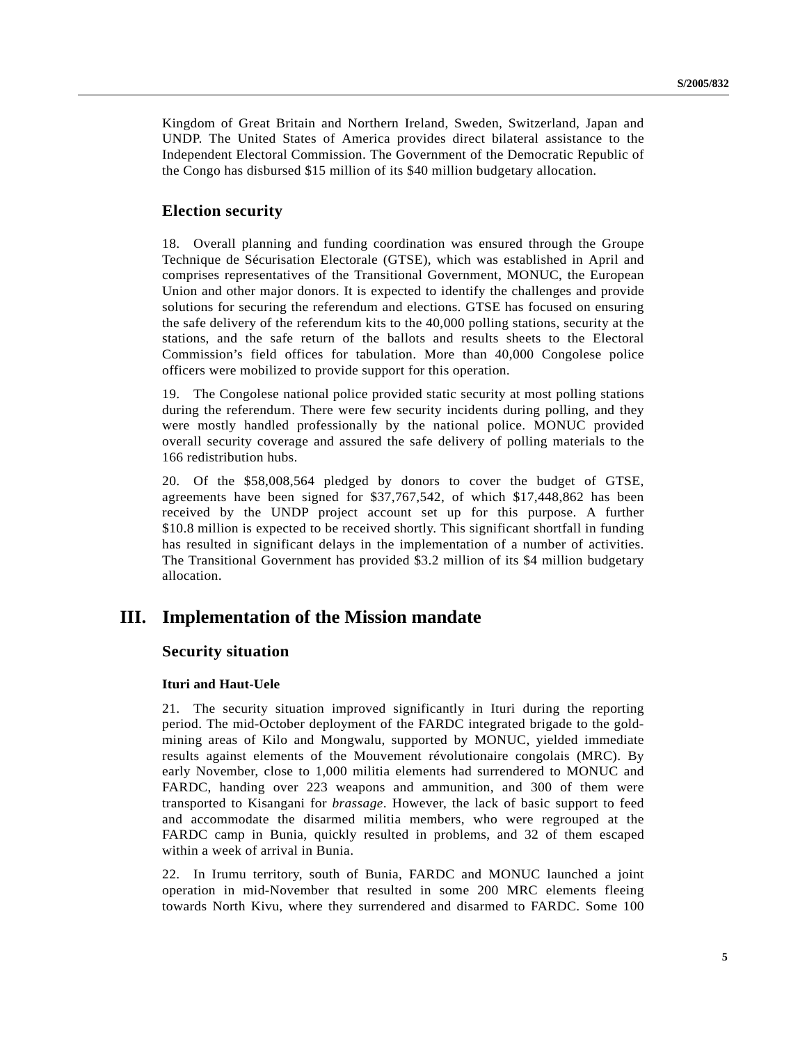Kingdom of Great Britain and Northern Ireland, Sweden, Switzerland, Japan and UNDP. The United States of America provides direct bilateral assistance to the Independent Electoral Commission. The Government of the Democratic Republic of the Congo has disbursed $15 million of its $40 million budgetary allocation.

### Election security

18. Overall planning and funding coordination was ensured through the Groupe Technique de Sécurisation Electorale (GTSE), which was established in April and comprises representatives of the Transitional Government, MONUC, the European Union and other major donors. It is expected to identify the challenges and provide solutions for securing the referendum and elections. GTSE has focused on ensuring the safe delivery of the referendum kits to the 40,000 polling stations, security at the stations, and the safe return of the ballots and results sheets to the Electoral Commission's field offices for tabulation. More than 40,000 Congolese police officers were mobilized to provide support for this operation.

19. The Congolese national police provided static security at most polling stations during the referendum. There were few security incidents during polling, and they were mostly handled professionally by the national police. MONUC provided overall security coverage and assured the safe delivery of polling materials to the 166 redistribution hubs.

20. Of the $58,008,564 pledged by donors to cover the budget of GTSE, agreements have been signed for $37,767,542, of which $17,448,862 has been received by the UNDP project account set up for this purpose. A further $10.8 million is expected to be received shortly. This significant shortfall in funding has resulted in significant delays in the implementation of a number of activities. The Transitional Government has provided $3.2 million of its $4 million budgetary allocation.

## III. Implementation of the Mission mandate

### Security situation

#### Ituri and Haut-Uele

21. The security situation improved significantly in Ituri during the reporting period. The mid-October deployment of the FARDC integrated brigade to the gold-mining areas of Kilo and Mongwalu, supported by MONUC, yielded immediate results against elements of the Mouvement révolutionaire congolais (MRC). By early November, close to 1,000 militia elements had surrendered to MONUC and FARDC, handing over 223 weapons and ammunition, and 300 of them were transported to Kisangani for *brassage*. However, the lack of basic support to feed and accommodate the disarmed militia members, who were regrouped at the FARDC camp in Bunia, quickly resulted in problems, and 32 of them escaped within a week of arrival in Bunia.

22. In Irumu territory, south of Bunia, FARDC and MONUC launched a joint operation in mid-November that resulted in some 200 MRC elements fleeing towards North Kivu, where they surrendered and disarmed to FARDC. Some 100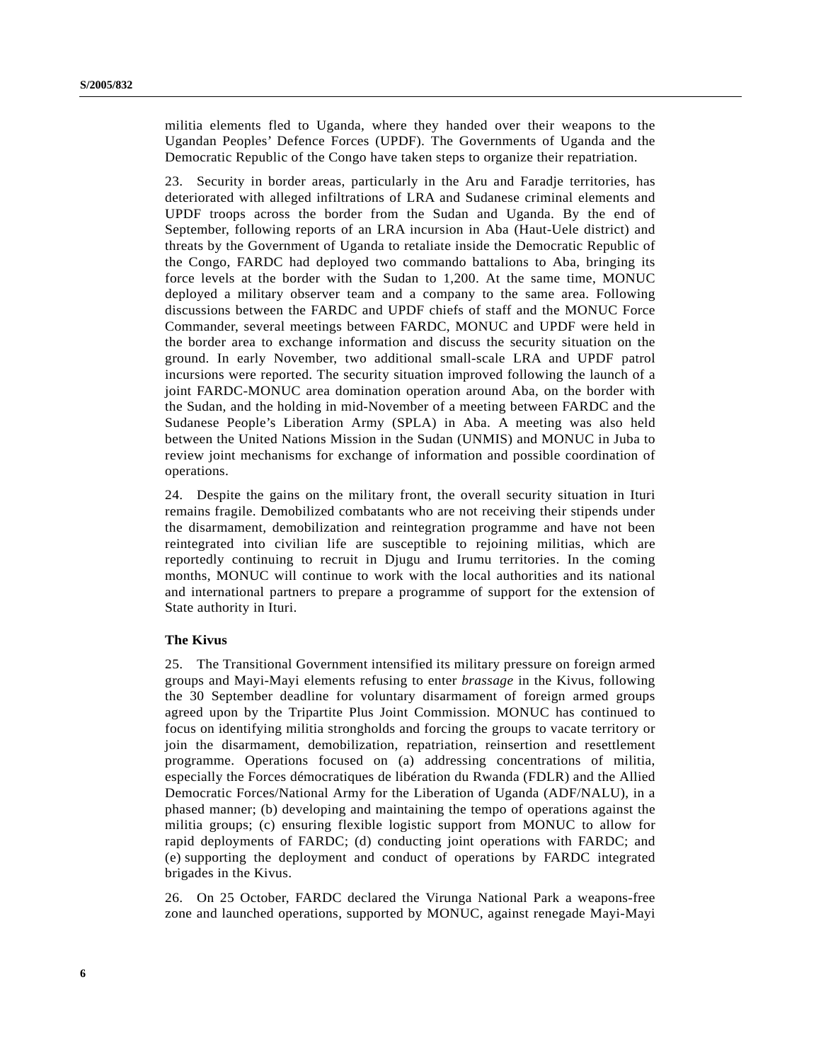militia elements fled to Uganda, where they handed over their weapons to the Ugandan Peoples' Defence Forces (UPDF). The Governments of Uganda and the Democratic Republic of the Congo have taken steps to organize their repatriation.

23. Security in border areas, particularly in the Aru and Faradje territories, has deteriorated with alleged infiltrations of LRA and Sudanese criminal elements and UPDF troops across the border from the Sudan and Uganda. By the end of September, following reports of an LRA incursion in Aba (Haut-Uele district) and threats by the Government of Uganda to retaliate inside the Democratic Republic of the Congo, FARDC had deployed two commando battalions to Aba, bringing its force levels at the border with the Sudan to 1,200. At the same time, MONUC deployed a military observer team and a company to the same area. Following discussions between the FARDC and UPDF chiefs of staff and the MONUC Force Commander, several meetings between FARDC, MONUC and UPDF were held in the border area to exchange information and discuss the security situation on the ground. In early November, two additional small-scale LRA and UPDF patrol incursions were reported. The security situation improved following the launch of a joint FARDC-MONUC area domination operation around Aba, on the border with the Sudan, and the holding in mid-November of a meeting between FARDC and the Sudanese People's Liberation Army (SPLA) in Aba. A meeting was also held between the United Nations Mission in the Sudan (UNMIS) and MONUC in Juba to review joint mechanisms for exchange of information and possible coordination of operations.

24. Despite the gains on the military front, the overall security situation in Ituri remains fragile. Demobilized combatants who are not receiving their stipends under the disarmament, demobilization and reintegration programme and have not been reintegrated into civilian life are susceptible to rejoining militias, which are reportedly continuing to recruit in Djugu and Irumu territories. In the coming months, MONUC will continue to work with the local authorities and its national and international partners to prepare a programme of support for the extension of State authority in Ituri.

**The Kivus**

25. The Transitional Government intensified its military pressure on foreign armed groups and Mayi-Mayi elements refusing to enter *brassage* in the Kivus, following the 30 September deadline for voluntary disarmament of foreign armed groups agreed upon by the Tripartite Plus Joint Commission. MONUC has continued to focus on identifying militia strongholds and forcing the groups to vacate territory or join the disarmament, demobilization, repatriation, reinsertion and resettlement programme. Operations focused on (a) addressing concentrations of militia, especially the Forces démocratiques de libération du Rwanda (FDLR) and the Allied Democratic Forces/National Army for the Liberation of Uganda (ADF/NALU), in a phased manner; (b) developing and maintaining the tempo of operations against the militia groups; (c) ensuring flexible logistic support from MONUC to allow for rapid deployments of FARDC; (d) conducting joint operations with FARDC; and (e) supporting the deployment and conduct of operations by FARDC integrated brigades in the Kivus.

26. On 25 October, FARDC declared the Virunga National Park a weapons-free zone and launched operations, supported by MONUC, against renegade Mayi-Mayi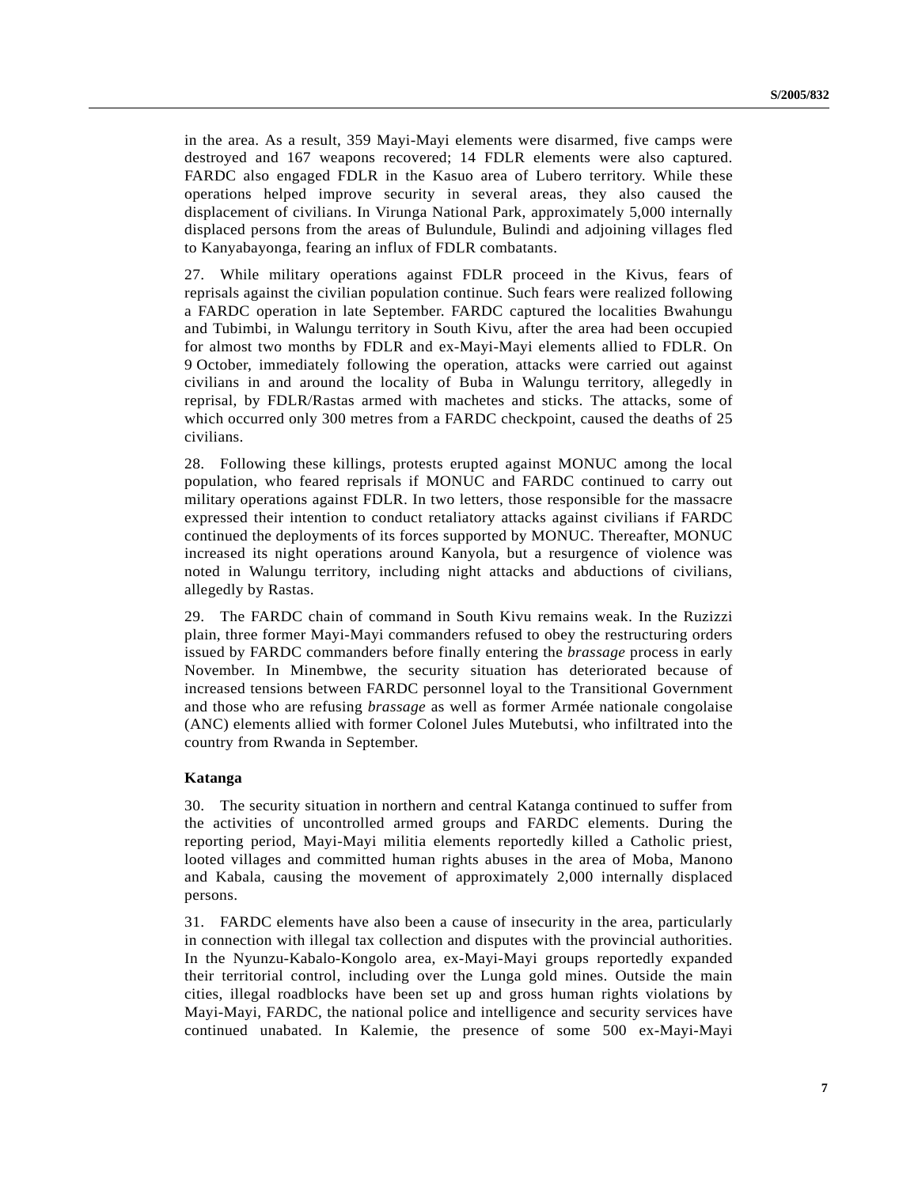in the area. As a result, 359 Mayi-Mayi elements were disarmed, five camps were destroyed and 167 weapons recovered; 14 FDLR elements were also captured. FARDC also engaged FDLR in the Kasuo area of Lubero territory. While these operations helped improve security in several areas, they also caused the displacement of civilians. In Virunga National Park, approximately 5,000 internally displaced persons from the areas of Bulundule, Bulindi and adjoining villages fled to Kanyabayonga, fearing an influx of FDLR combatants.

27. While military operations against FDLR proceed in the Kivus, fears of reprisals against the civilian population continue. Such fears were realized following a FARDC operation in late September. FARDC captured the localities Bwahungu and Tubimbi, in Walungu territory in South Kivu, after the area had been occupied for almost two months by FDLR and ex-Mayi-Mayi elements allied to FDLR. On 9 October, immediately following the operation, attacks were carried out against civilians in and around the locality of Buba in Walungu territory, allegedly in reprisal, by FDLR/Rastas armed with machetes and sticks. The attacks, some of which occurred only 300 metres from a FARDC checkpoint, caused the deaths of 25 civilians.

28. Following these killings, protests erupted against MONUC among the local population, who feared reprisals if MONUC and FARDC continued to carry out military operations against FDLR. In two letters, those responsible for the massacre expressed their intention to conduct retaliatory attacks against civilians if FARDC continued the deployments of its forces supported by MONUC. Thereafter, MONUC increased its night operations around Kanyola, but a resurgence of violence was noted in Walungu territory, including night attacks and abductions of civilians, allegedly by Rastas.

29. The FARDC chain of command in South Kivu remains weak. In the Ruzizzi plain, three former Mayi-Mayi commanders refused to obey the restructuring orders issued by FARDC commanders before finally entering the *brassage* process in early November. In Minembwe, the security situation has deteriorated because of increased tensions between FARDC personnel loyal to the Transitional Government and those who are refusing *brassage* as well as former Armée nationale congolaise (ANC) elements allied with former Colonel Jules Mutebutsi, who infiltrated into the country from Rwanda in September.

**Katanga**

30. The security situation in northern and central Katanga continued to suffer from the activities of uncontrolled armed groups and FARDC elements. During the reporting period, Mayi-Mayi militia elements reportedly killed a Catholic priest, looted villages and committed human rights abuses in the area of Moba, Manono and Kabala, causing the movement of approximately 2,000 internally displaced persons.

31. FARDC elements have also been a cause of insecurity in the area, particularly in connection with illegal tax collection and disputes with the provincial authorities. In the Nyunzu-Kabalo-Kongolo area, ex-Mayi-Mayi groups reportedly expanded their territorial control, including over the Lunga gold mines. Outside the main cities, illegal roadblocks have been set up and gross human rights violations by Mayi-Mayi, FARDC, the national police and intelligence and security services have continued unabated. In Kalemie, the presence of some 500 ex-Mayi-Mayi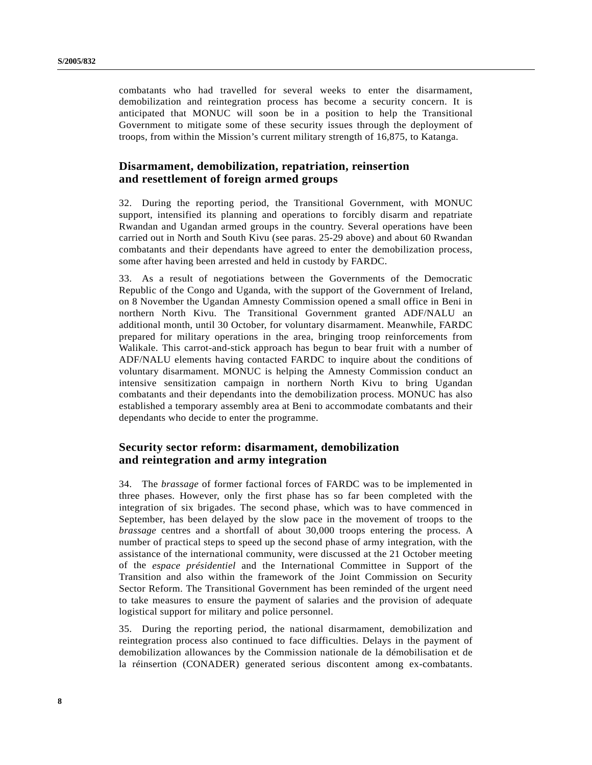combatants who had travelled for several weeks to enter the disarmament, demobilization and reintegration process has become a security concern. It is anticipated that MONUC will soon be in a position to help the Transitional Government to mitigate some of these security issues through the deployment of troops, from within the Mission's current military strength of 16,875, to Katanga.

## Disarmament, demobilization, repatriation, reinsertion and resettlement of foreign armed groups

32. During the reporting period, the Transitional Government, with MONUC support, intensified its planning and operations to forcibly disarm and repatriate Rwandan and Ugandan armed groups in the country. Several operations have been carried out in North and South Kivu (see paras. 25-29 above) and about 60 Rwandan combatants and their dependants have agreed to enter the demobilization process, some after having been arrested and held in custody by FARDC.

33. As a result of negotiations between the Governments of the Democratic Republic of the Congo and Uganda, with the support of the Government of Ireland, on 8 November the Ugandan Amnesty Commission opened a small office in Beni in northern North Kivu. The Transitional Government granted ADF/NALU an additional month, until 30 October, for voluntary disarmament. Meanwhile, FARDC prepared for military operations in the area, bringing troop reinforcements from Walikale. This carrot-and-stick approach has begun to bear fruit with a number of ADF/NALU elements having contacted FARDC to inquire about the conditions of voluntary disarmament. MONUC is helping the Amnesty Commission conduct an intensive sensitization campaign in northern North Kivu to bring Ugandan combatants and their dependants into the demobilization process. MONUC has also established a temporary assembly area at Beni to accommodate combatants and their dependants who decide to enter the programme.

## Security sector reform: disarmament, demobilization and reintegration and army integration

34. The *brassage* of former factional forces of FARDC was to be implemented in three phases. However, only the first phase has so far been completed with the integration of six brigades. The second phase, which was to have commenced in September, has been delayed by the slow pace in the movement of troops to the *brassage* centres and a shortfall of about 30,000 troops entering the process. A number of practical steps to speed up the second phase of army integration, with the assistance of the international community, were discussed at the 21 October meeting of the *espace présidentiel* and the International Committee in Support of the Transition and also within the framework of the Joint Commission on Security Sector Reform. The Transitional Government has been reminded of the urgent need to take measures to ensure the payment of salaries and the provision of adequate logistical support for military and police personnel.

35. During the reporting period, the national disarmament, demobilization and reintegration process also continued to face difficulties. Delays in the payment of demobilization allowances by the Commission nationale de la démobilisation et de la réinsertion (CONADER) generated serious discontent among ex-combatants.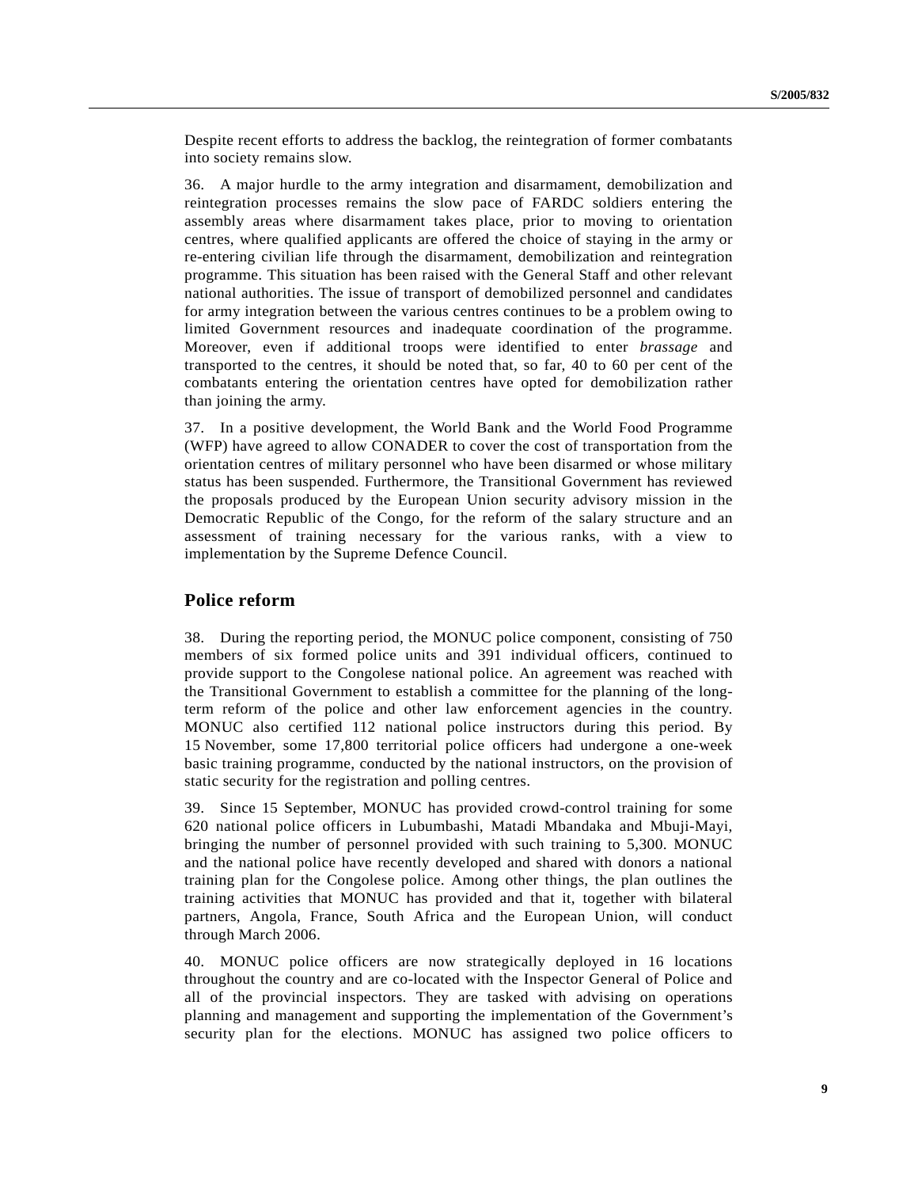Despite recent efforts to address the backlog, the reintegration of former combatants into society remains slow.

36. A major hurdle to the army integration and disarmament, demobilization and reintegration processes remains the slow pace of FARDC soldiers entering the assembly areas where disarmament takes place, prior to moving to orientation centres, where qualified applicants are offered the choice of staying in the army or re-entering civilian life through the disarmament, demobilization and reintegration programme. This situation has been raised with the General Staff and other relevant national authorities. The issue of transport of demobilized personnel and candidates for army integration between the various centres continues to be a problem owing to limited Government resources and inadequate coordination of the programme. Moreover, even if additional troops were identified to enter *brassage* and transported to the centres, it should be noted that, so far, 40 to 60 per cent of the combatants entering the orientation centres have opted for demobilization rather than joining the army.

37. In a positive development, the World Bank and the World Food Programme (WFP) have agreed to allow CONADER to cover the cost of transportation from the orientation centres of military personnel who have been disarmed or whose military status has been suspended. Furthermore, the Transitional Government has reviewed the proposals produced by the European Union security advisory mission in the Democratic Republic of the Congo, for the reform of the salary structure and an assessment of training necessary for the various ranks, with a view to implementation by the Supreme Defence Council.

## Police reform

38. During the reporting period, the MONUC police component, consisting of 750 members of six formed police units and 391 individual officers, continued to provide support to the Congolese national police. An agreement was reached with the Transitional Government to establish a committee for the planning of the long-term reform of the police and other law enforcement agencies in the country. MONUC also certified 112 national police instructors during this period. By 15 November, some 17,800 territorial police officers had undergone a one-week basic training programme, conducted by the national instructors, on the provision of static security for the registration and polling centres.

39. Since 15 September, MONUC has provided crowd-control training for some 620 national police officers in Lubumbashi, Matadi Mbandaka and Mbuji-Mayi, bringing the number of personnel provided with such training to 5,300. MONUC and the national police have recently developed and shared with donors a national training plan for the Congolese police. Among other things, the plan outlines the training activities that MONUC has provided and that it, together with bilateral partners, Angola, France, South Africa and the European Union, will conduct through March 2006.

40. MONUC police officers are now strategically deployed in 16 locations throughout the country and are co-located with the Inspector General of Police and all of the provincial inspectors. They are tasked with advising on operations planning and management and supporting the implementation of the Government's security plan for the elections. MONUC has assigned two police officers to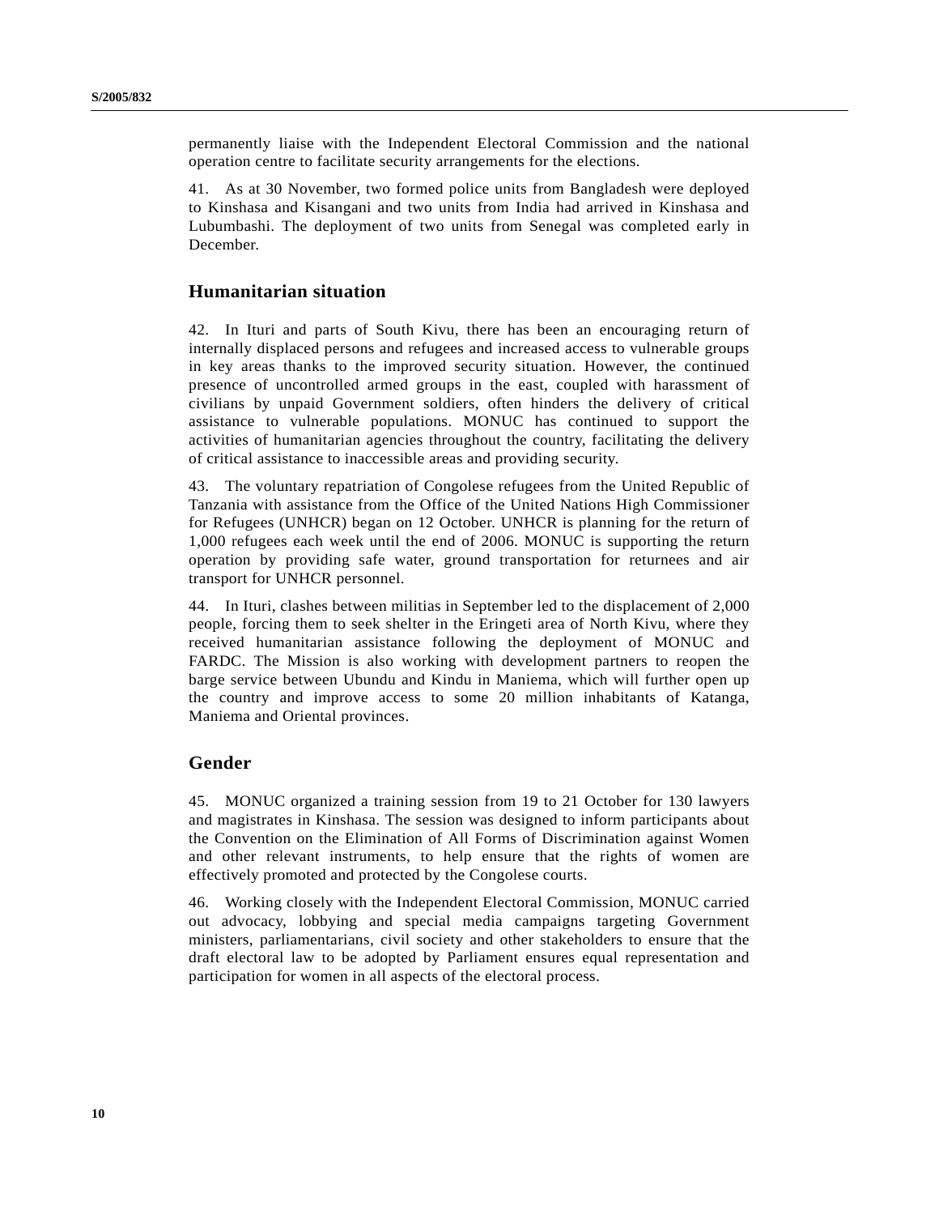permanently liaise with the Independent Electoral Commission and the national operation centre to facilitate security arrangements for the elections.

41. As at 30 November, two formed police units from Bangladesh were deployed to Kinshasa and Kisangani and two units from India had arrived in Kinshasa and Lubumbashi. The deployment of two units from Senegal was completed early in December.

## Humanitarian situation

42. In Ituri and parts of South Kivu, there has been an encouraging return of internally displaced persons and refugees and increased access to vulnerable groups in key areas thanks to the improved security situation. However, the continued presence of uncontrolled armed groups in the east, coupled with harassment of civilians by unpaid Government soldiers, often hinders the delivery of critical assistance to vulnerable populations. MONUC has continued to support the activities of humanitarian agencies throughout the country, facilitating the delivery of critical assistance to inaccessible areas and providing security.

43. The voluntary repatriation of Congolese refugees from the United Republic of Tanzania with assistance from the Office of the United Nations High Commissioner for Refugees (UNHCR) began on 12 October. UNHCR is planning for the return of 1,000 refugees each week until the end of 2006. MONUC is supporting the return operation by providing safe water, ground transportation for returnees and air transport for UNHCR personnel.

44. In Ituri, clashes between militias in September led to the displacement of 2,000 people, forcing them to seek shelter in the Eringeti area of North Kivu, where they received humanitarian assistance following the deployment of MONUC and FARDC. The Mission is also working with development partners to reopen the barge service between Ubundu and Kindu in Maniema, which will further open up the country and improve access to some 20 million inhabitants of Katanga, Maniema and Oriental provinces.

## Gender

45. MONUC organized a training session from 19 to 21 October for 130 lawyers and magistrates in Kinshasa. The session was designed to inform participants about the Convention on the Elimination of All Forms of Discrimination against Women and other relevant instruments, to help ensure that the rights of women are effectively promoted and protected by the Congolese courts.

46. Working closely with the Independent Electoral Commission, MONUC carried out advocacy, lobbying and special media campaigns targeting Government ministers, parliamentarians, civil society and other stakeholders to ensure that the draft electoral law to be adopted by Parliament ensures equal representation and participation for women in all aspects of the electoral process.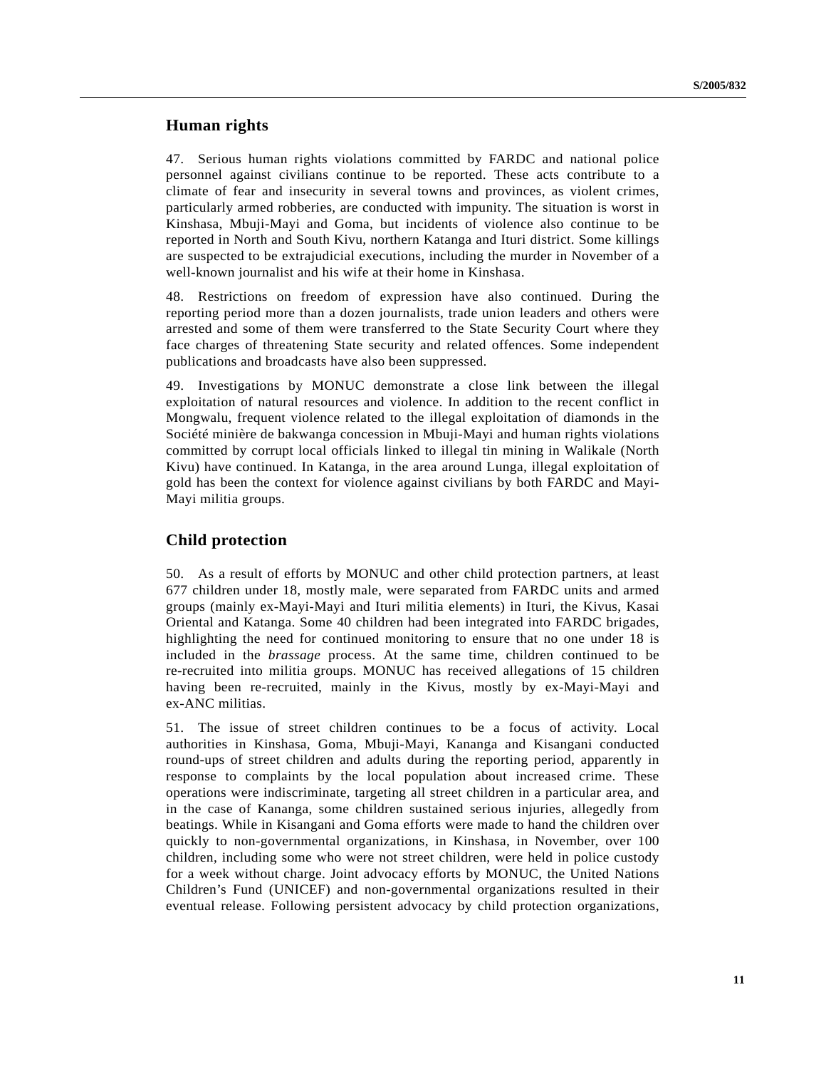## Human rights

47. Serious human rights violations committed by FARDC and national police personnel against civilians continue to be reported. These acts contribute to a climate of fear and insecurity in several towns and provinces, as violent crimes, particularly armed robberies, are conducted with impunity. The situation is worst in Kinshasa, Mbuji-Mayi and Goma, but incidents of violence also continue to be reported in North and South Kivu, northern Katanga and Ituri district. Some killings are suspected to be extrajudicial executions, including the murder in November of a well-known journalist and his wife at their home in Kinshasa.

48. Restrictions on freedom of expression have also continued. During the reporting period more than a dozen journalists, trade union leaders and others were arrested and some of them were transferred to the State Security Court where they face charges of threatening State security and related offences. Some independent publications and broadcasts have also been suppressed.

49. Investigations by MONUC demonstrate a close link between the illegal exploitation of natural resources and violence. In addition to the recent conflict in Mongwalu, frequent violence related to the illegal exploitation of diamonds in the Société minière de bakwanga concession in Mbuji-Mayi and human rights violations committed by corrupt local officials linked to illegal tin mining in Walikale (North Kivu) have continued. In Katanga, in the area around Lunga, illegal exploitation of gold has been the context for violence against civilians by both FARDC and Mayi-Mayi militia groups.

## Child protection

50. As a result of efforts by MONUC and other child protection partners, at least 677 children under 18, mostly male, were separated from FARDC units and armed groups (mainly ex-Mayi-Mayi and Ituri militia elements) in Ituri, the Kivus, Kasai Oriental and Katanga. Some 40 children had been integrated into FARDC brigades, highlighting the need for continued monitoring to ensure that no one under 18 is included in the *brassage* process. At the same time, children continued to be re-recruited into militia groups. MONUC has received allegations of 15 children having been re-recruited, mainly in the Kivus, mostly by ex-Mayi-Mayi and ex-ANC militias.

51. The issue of street children continues to be a focus of activity. Local authorities in Kinshasa, Goma, Mbuji-Mayi, Kananga and Kisangani conducted round-ups of street children and adults during the reporting period, apparently in response to complaints by the local population about increased crime. These operations were indiscriminate, targeting all street children in a particular area, and in the case of Kananga, some children sustained serious injuries, allegedly from beatings. While in Kisangani and Goma efforts were made to hand the children over quickly to non-governmental organizations, in Kinshasa, in November, over 100 children, including some who were not street children, were held in police custody for a week without charge. Joint advocacy efforts by MONUC, the United Nations Children's Fund (UNICEF) and non-governmental organizations resulted in their eventual release. Following persistent advocacy by child protection organizations,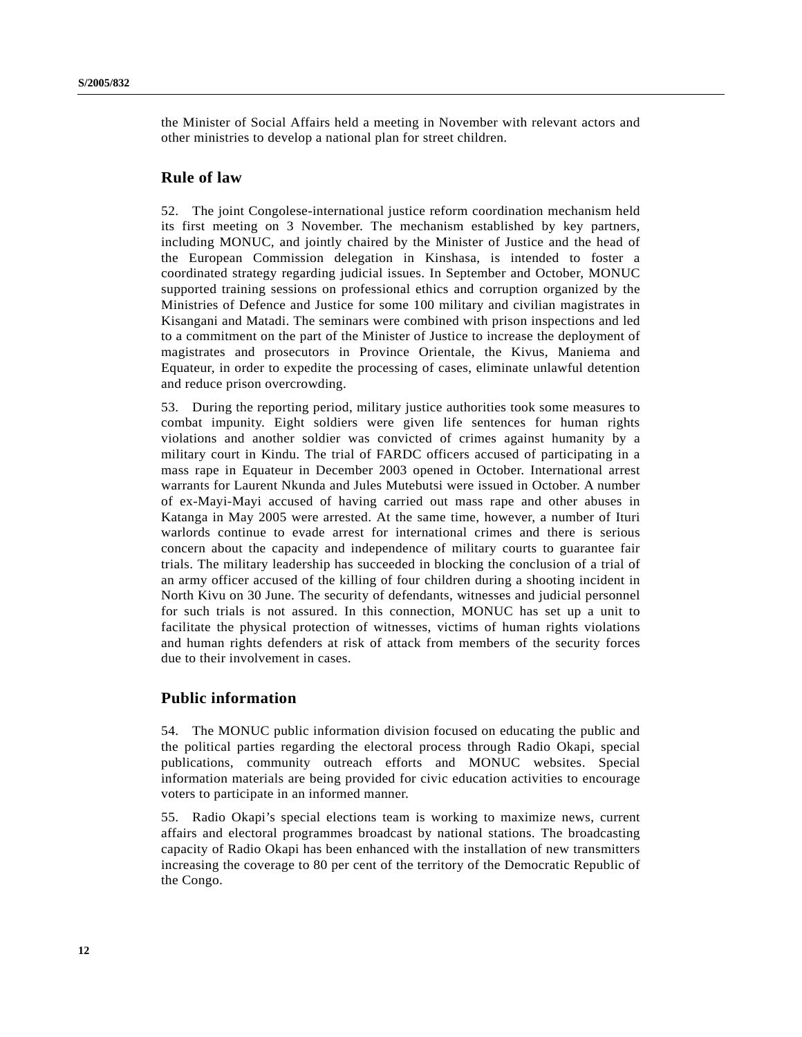the Minister of Social Affairs held a meeting in November with relevant actors and other ministries to develop a national plan for street children.

## Rule of law

52. The joint Congolese-international justice reform coordination mechanism held its first meeting on 3 November. The mechanism established by key partners, including MONUC, and jointly chaired by the Minister of Justice and the head of the European Commission delegation in Kinshasa, is intended to foster a coordinated strategy regarding judicial issues. In September and October, MONUC supported training sessions on professional ethics and corruption organized by the Ministries of Defence and Justice for some 100 military and civilian magistrates in Kisangani and Matadi. The seminars were combined with prison inspections and led to a commitment on the part of the Minister of Justice to increase the deployment of magistrates and prosecutors in Province Orientale, the Kivus, Maniema and Equateur, in order to expedite the processing of cases, eliminate unlawful detention and reduce prison overcrowding.

53. During the reporting period, military justice authorities took some measures to combat impunity. Eight soldiers were given life sentences for human rights violations and another soldier was convicted of crimes against humanity by a military court in Kindu. The trial of FARDC officers accused of participating in a mass rape in Equateur in December 2003 opened in October. International arrest warrants for Laurent Nkunda and Jules Mutebutsi were issued in October. A number of ex-Mayi-Mayi accused of having carried out mass rape and other abuses in Katanga in May 2005 were arrested. At the same time, however, a number of Ituri warlords continue to evade arrest for international crimes and there is serious concern about the capacity and independence of military courts to guarantee fair trials. The military leadership has succeeded in blocking the conclusion of a trial of an army officer accused of the killing of four children during a shooting incident in North Kivu on 30 June. The security of defendants, witnesses and judicial personnel for such trials is not assured. In this connection, MONUC has set up a unit to facilitate the physical protection of witnesses, victims of human rights violations and human rights defenders at risk of attack from members of the security forces due to their involvement in cases.

## Public information

54. The MONUC public information division focused on educating the public and the political parties regarding the electoral process through Radio Okapi, special publications, community outreach efforts and MONUC websites. Special information materials are being provided for civic education activities to encourage voters to participate in an informed manner.

55. Radio Okapi's special elections team is working to maximize news, current affairs and electoral programmes broadcast by national stations. The broadcasting capacity of Radio Okapi has been enhanced with the installation of new transmitters increasing the coverage to 80 per cent of the territory of the Democratic Republic of the Congo.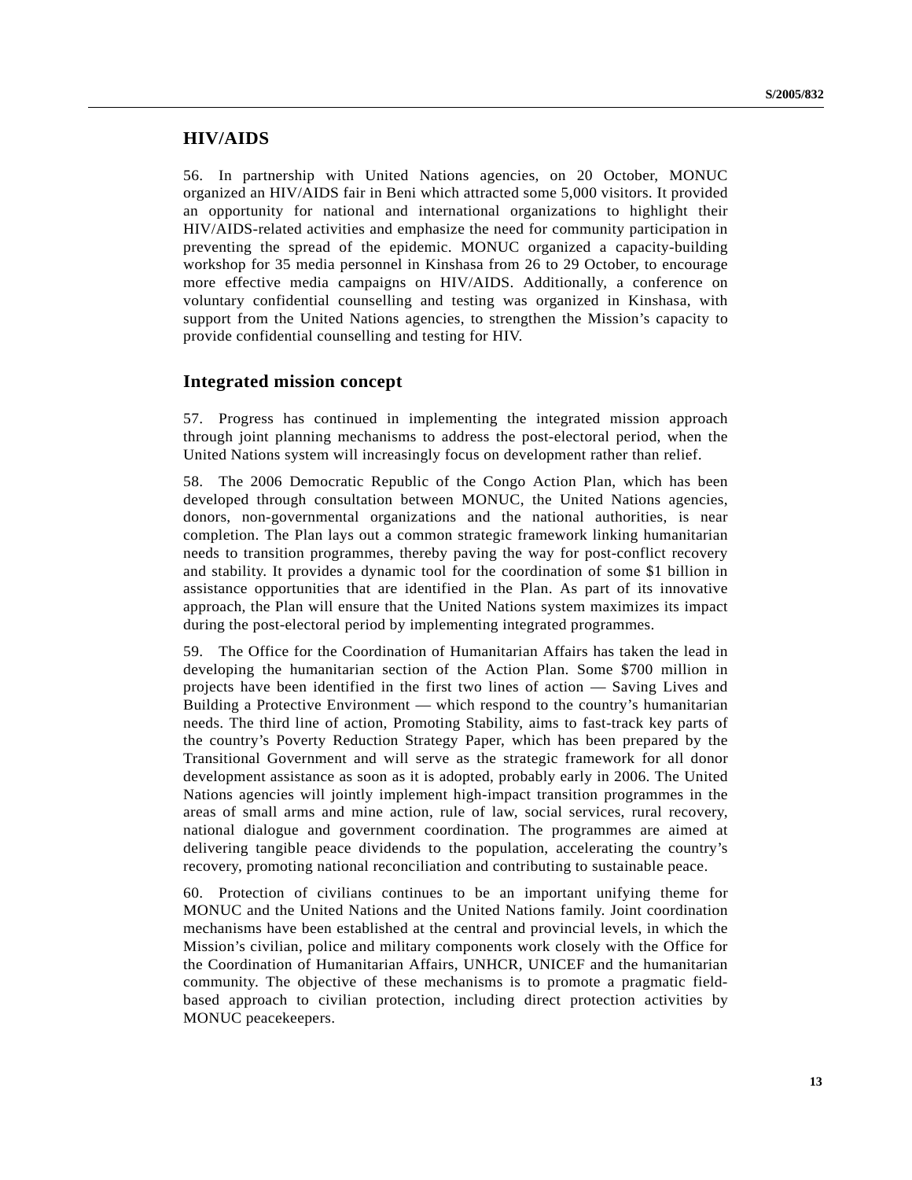## HIV/AIDS

56. In partnership with United Nations agencies, on 20 October, MONUC organized an HIV/AIDS fair in Beni which attracted some 5,000 visitors. It provided an opportunity for national and international organizations to highlight their HIV/AIDS-related activities and emphasize the need for community participation in preventing the spread of the epidemic. MONUC organized a capacity-building workshop for 35 media personnel in Kinshasa from 26 to 29 October, to encourage more effective media campaigns on HIV/AIDS. Additionally, a conference on voluntary confidential counselling and testing was organized in Kinshasa, with support from the United Nations agencies, to strengthen the Mission's capacity to provide confidential counselling and testing for HIV.

## Integrated mission concept

57. Progress has continued in implementing the integrated mission approach through joint planning mechanisms to address the post-electoral period, when the United Nations system will increasingly focus on development rather than relief.

58. The 2006 Democratic Republic of the Congo Action Plan, which has been developed through consultation between MONUC, the United Nations agencies, donors, non-governmental organizations and the national authorities, is near completion. The Plan lays out a common strategic framework linking humanitarian needs to transition programmes, thereby paving the way for post-conflict recovery and stability. It provides a dynamic tool for the coordination of some $1 billion in assistance opportunities that are identified in the Plan. As part of its innovative approach, the Plan will ensure that the United Nations system maximizes its impact during the post-electoral period by implementing integrated programmes.

59. The Office for the Coordination of Humanitarian Affairs has taken the lead in developing the humanitarian section of the Action Plan. Some $700 million in projects have been identified in the first two lines of action — Saving Lives and Building a Protective Environment — which respond to the country's humanitarian needs. The third line of action, Promoting Stability, aims to fast-track key parts of the country's Poverty Reduction Strategy Paper, which has been prepared by the Transitional Government and will serve as the strategic framework for all donor development assistance as soon as it is adopted, probably early in 2006. The United Nations agencies will jointly implement high-impact transition programmes in the areas of small arms and mine action, rule of law, social services, rural recovery, national dialogue and government coordination. The programmes are aimed at delivering tangible peace dividends to the population, accelerating the country's recovery, promoting national reconciliation and contributing to sustainable peace.

60. Protection of civilians continues to be an important unifying theme for MONUC and the United Nations and the United Nations family. Joint coordination mechanisms have been established at the central and provincial levels, in which the Mission's civilian, police and military components work closely with the Office for the Coordination of Humanitarian Affairs, UNHCR, UNICEF and the humanitarian community. The objective of these mechanisms is to promote a pragmatic field-based approach to civilian protection, including direct protection activities by MONUC peacekeepers.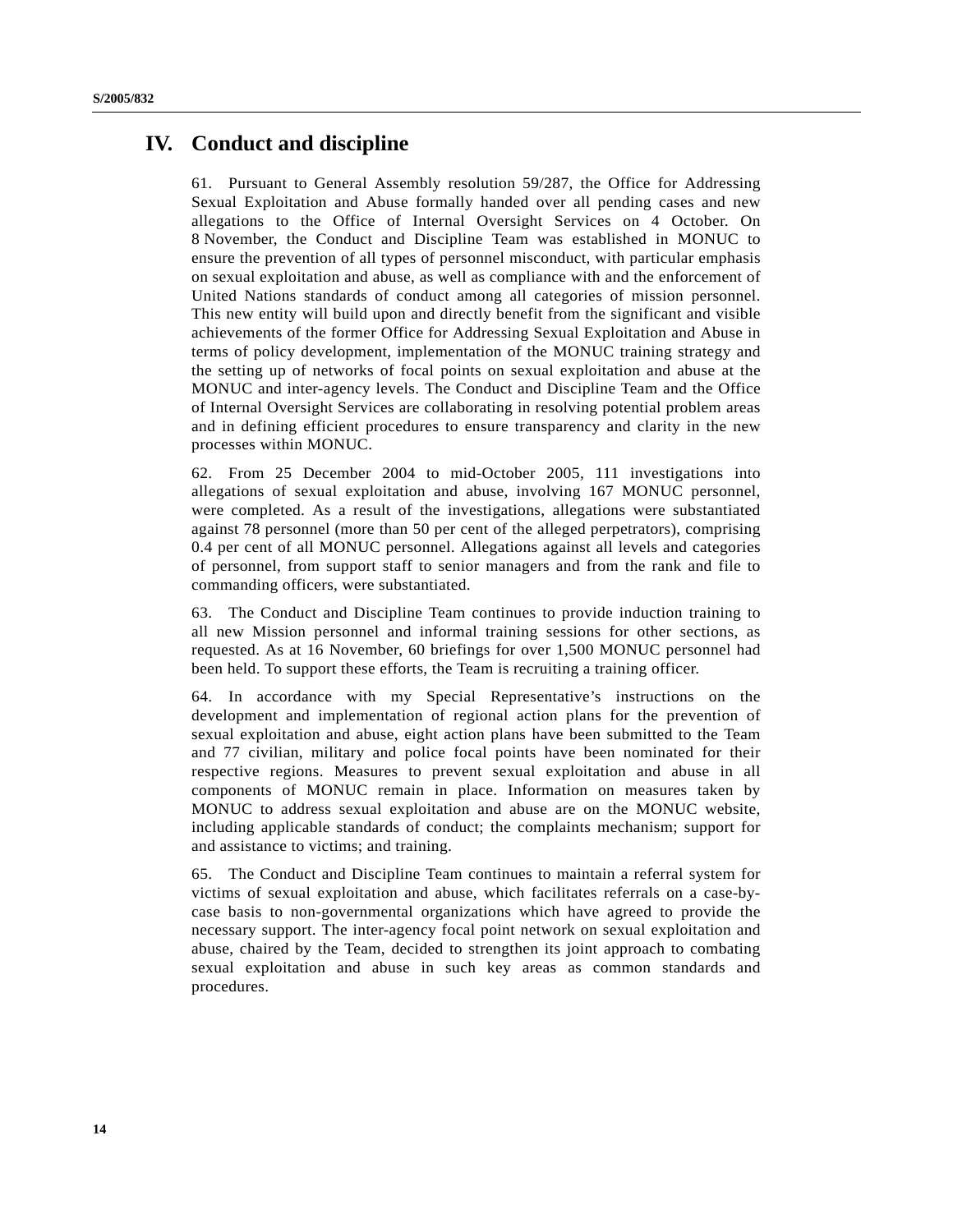# IV. Conduct and discipline

61. Pursuant to General Assembly resolution 59/287, the Office for Addressing Sexual Exploitation and Abuse formally handed over all pending cases and new allegations to the Office of Internal Oversight Services on 4 October. On 8 November, the Conduct and Discipline Team was established in MONUC to ensure the prevention of all types of personnel misconduct, with particular emphasis on sexual exploitation and abuse, as well as compliance with and the enforcement of United Nations standards of conduct among all categories of mission personnel. This new entity will build upon and directly benefit from the significant and visible achievements of the former Office for Addressing Sexual Exploitation and Abuse in terms of policy development, implementation of the MONUC training strategy and the setting up of networks of focal points on sexual exploitation and abuse at the MONUC and inter-agency levels. The Conduct and Discipline Team and the Office of Internal Oversight Services are collaborating in resolving potential problem areas and in defining efficient procedures to ensure transparency and clarity in the new processes within MONUC.

62. From 25 December 2004 to mid-October 2005, 111 investigations into allegations of sexual exploitation and abuse, involving 167 MONUC personnel, were completed. As a result of the investigations, allegations were substantiated against 78 personnel (more than 50 per cent of the alleged perpetrators), comprising 0.4 per cent of all MONUC personnel. Allegations against all levels and categories of personnel, from support staff to senior managers and from the rank and file to commanding officers, were substantiated.

63. The Conduct and Discipline Team continues to provide induction training to all new Mission personnel and informal training sessions for other sections, as requested. As at 16 November, 60 briefings for over 1,500 MONUC personnel had been held. To support these efforts, the Team is recruiting a training officer.

64. In accordance with my Special Representative's instructions on the development and implementation of regional action plans for the prevention of sexual exploitation and abuse, eight action plans have been submitted to the Team and 77 civilian, military and police focal points have been nominated for their respective regions. Measures to prevent sexual exploitation and abuse in all components of MONUC remain in place. Information on measures taken by MONUC to address sexual exploitation and abuse are on the MONUC website, including applicable standards of conduct; the complaints mechanism; support for and assistance to victims; and training.

65. The Conduct and Discipline Team continues to maintain a referral system for victims of sexual exploitation and abuse, which facilitates referrals on a case-by-case basis to non-governmental organizations which have agreed to provide the necessary support. The inter-agency focal point network on sexual exploitation and abuse, chaired by the Team, decided to strengthen its joint approach to combating sexual exploitation and abuse in such key areas as common standards and procedures.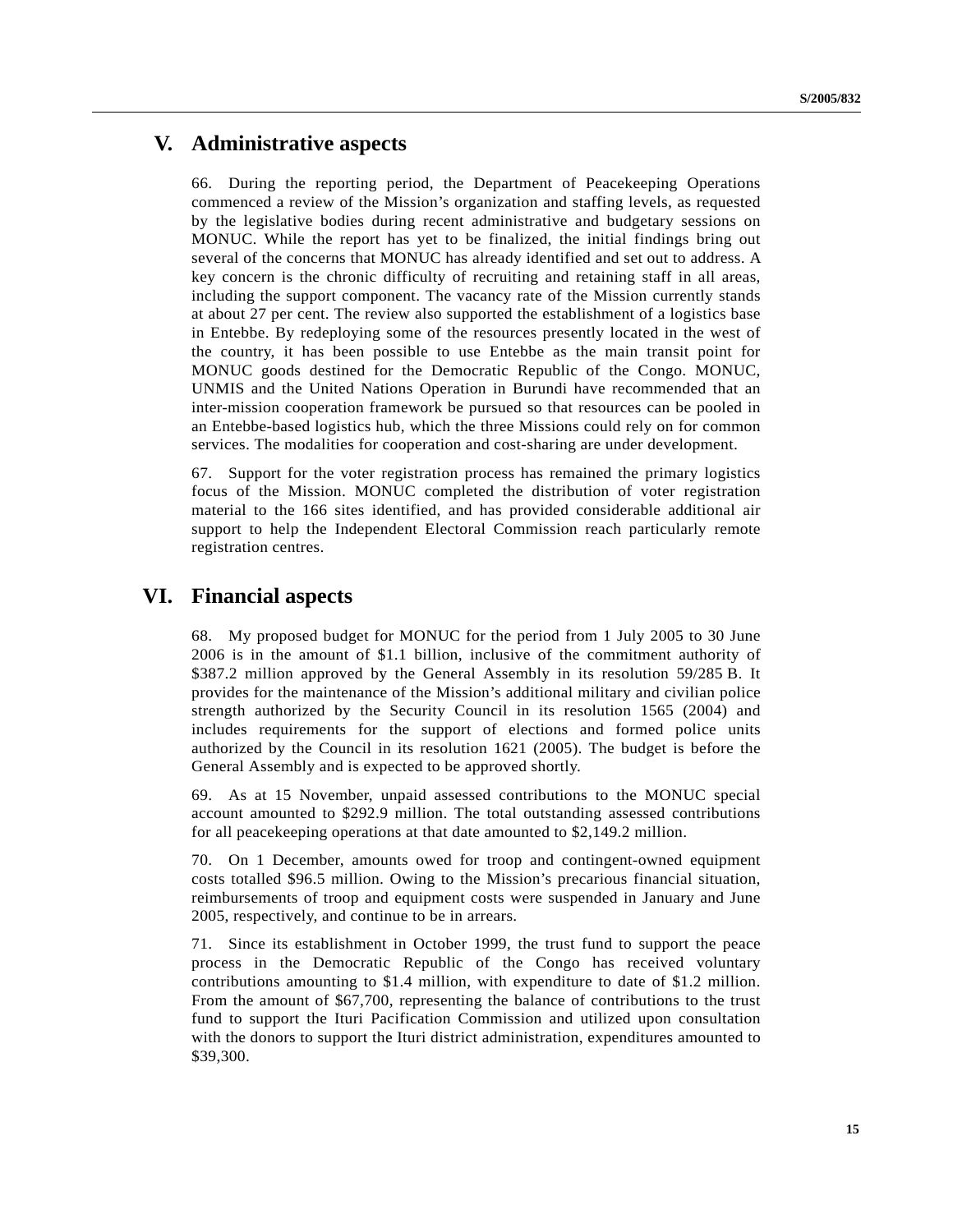# V. Administrative aspects

66. During the reporting period, the Department of Peacekeeping Operations commenced a review of the Mission's organization and staffing levels, as requested by the legislative bodies during recent administrative and budgetary sessions on MONUC. While the report has yet to be finalized, the initial findings bring out several of the concerns that MONUC has already identified and set out to address. A key concern is the chronic difficulty of recruiting and retaining staff in all areas, including the support component. The vacancy rate of the Mission currently stands at about 27 per cent. The review also supported the establishment of a logistics base in Entebbe. By redeploying some of the resources presently located in the west of the country, it has been possible to use Entebbe as the main transit point for MONUC goods destined for the Democratic Republic of the Congo. MONUC, UNMIS and the United Nations Operation in Burundi have recommended that an inter-mission cooperation framework be pursued so that resources can be pooled in an Entebbe-based logistics hub, which the three Missions could rely on for common services. The modalities for cooperation and cost-sharing are under development.

67. Support for the voter registration process has remained the primary logistics focus of the Mission. MONUC completed the distribution of voter registration material to the 166 sites identified, and has provided considerable additional air support to help the Independent Electoral Commission reach particularly remote registration centres.

# VI. Financial aspects

68. My proposed budget for MONUC for the period from 1 July 2005 to 30 June 2006 is in the amount of $1.1 billion, inclusive of the commitment authority of $387.2 million approved by the General Assembly in its resolution 59/285 B. It provides for the maintenance of the Mission's additional military and civilian police strength authorized by the Security Council in its resolution 1565 (2004) and includes requirements for the support of elections and formed police units authorized by the Council in its resolution 1621 (2005). The budget is before the General Assembly and is expected to be approved shortly.

69. As at 15 November, unpaid assessed contributions to the MONUC special account amounted to $292.9 million. The total outstanding assessed contributions for all peacekeeping operations at that date amounted to $2,149.2 million.

70. On 1 December, amounts owed for troop and contingent-owned equipment costs totalled $96.5 million. Owing to the Mission's precarious financial situation, reimbursements of troop and equipment costs were suspended in January and June 2005, respectively, and continue to be in arrears.

71. Since its establishment in October 1999, the trust fund to support the peace process in the Democratic Republic of the Congo has received voluntary contributions amounting to $1.4 million, with expenditure to date of $1.2 million. From the amount of $67,700, representing the balance of contributions to the trust fund to support the Ituri Pacification Commission and utilized upon consultation with the donors to support the Ituri district administration, expenditures amounted to $39,300.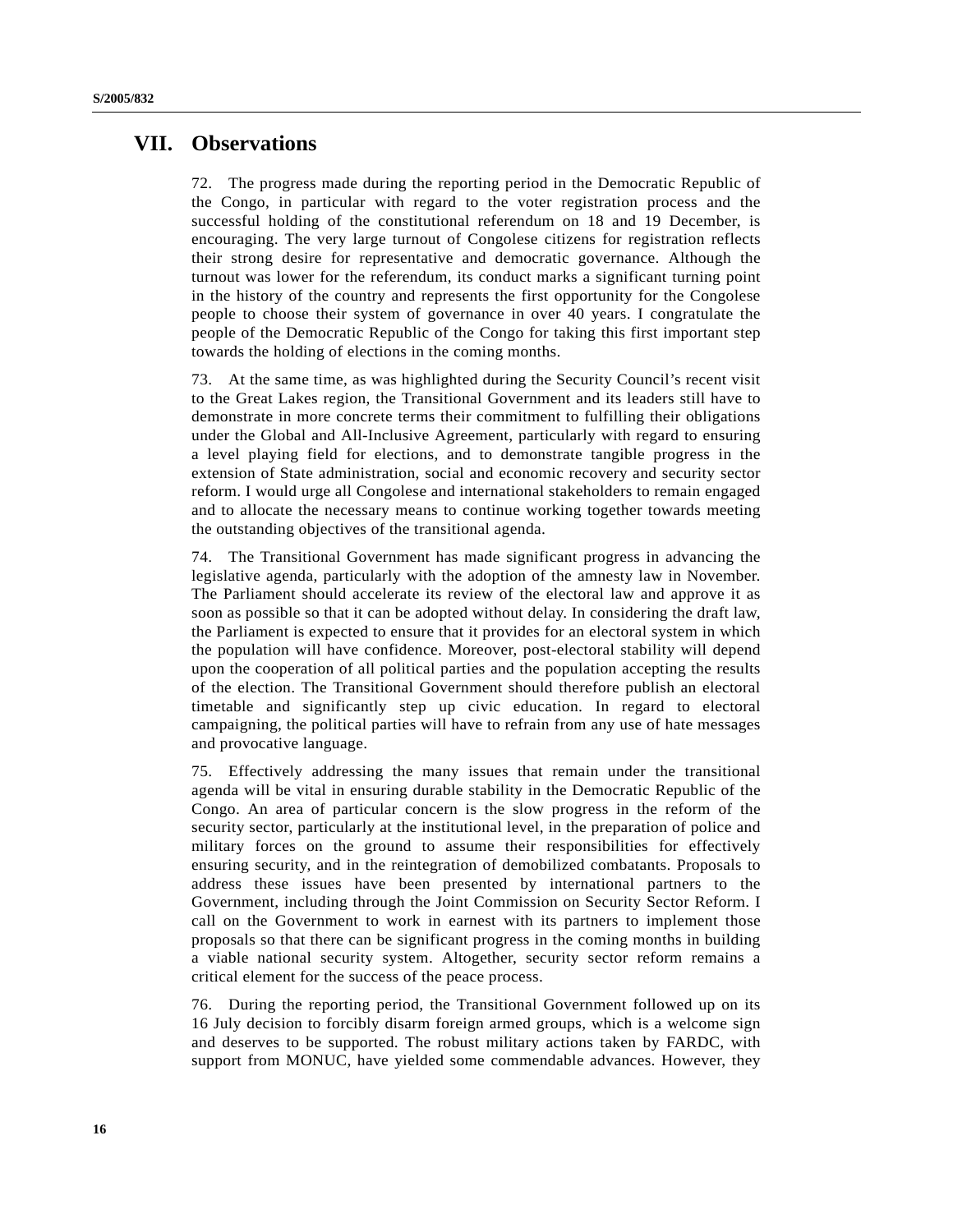## VII. Observations

72. The progress made during the reporting period in the Democratic Republic of the Congo, in particular with regard to the voter registration process and the successful holding of the constitutional referendum on 18 and 19 December, is encouraging. The very large turnout of Congolese citizens for registration reflects their strong desire for representative and democratic governance. Although the turnout was lower for the referendum, its conduct marks a significant turning point in the history of the country and represents the first opportunity for the Congolese people to choose their system of governance in over 40 years. I congratulate the people of the Democratic Republic of the Congo for taking this first important step towards the holding of elections in the coming months.

73. At the same time, as was highlighted during the Security Council's recent visit to the Great Lakes region, the Transitional Government and its leaders still have to demonstrate in more concrete terms their commitment to fulfilling their obligations under the Global and All-Inclusive Agreement, particularly with regard to ensuring a level playing field for elections, and to demonstrate tangible progress in the extension of State administration, social and economic recovery and security sector reform. I would urge all Congolese and international stakeholders to remain engaged and to allocate the necessary means to continue working together towards meeting the outstanding objectives of the transitional agenda.

74. The Transitional Government has made significant progress in advancing the legislative agenda, particularly with the adoption of the amnesty law in November. The Parliament should accelerate its review of the electoral law and approve it as soon as possible so that it can be adopted without delay. In considering the draft law, the Parliament is expected to ensure that it provides for an electoral system in which the population will have confidence. Moreover, post-electoral stability will depend upon the cooperation of all political parties and the population accepting the results of the election. The Transitional Government should therefore publish an electoral timetable and significantly step up civic education. In regard to electoral campaigning, the political parties will have to refrain from any use of hate messages and provocative language.

75. Effectively addressing the many issues that remain under the transitional agenda will be vital in ensuring durable stability in the Democratic Republic of the Congo. An area of particular concern is the slow progress in the reform of the security sector, particularly at the institutional level, in the preparation of police and military forces on the ground to assume their responsibilities for effectively ensuring security, and in the reintegration of demobilized combatants. Proposals to address these issues have been presented by international partners to the Government, including through the Joint Commission on Security Sector Reform. I call on the Government to work in earnest with its partners to implement those proposals so that there can be significant progress in the coming months in building a viable national security system. Altogether, security sector reform remains a critical element for the success of the peace process.

76. During the reporting period, the Transitional Government followed up on its 16 July decision to forcibly disarm foreign armed groups, which is a welcome sign and deserves to be supported. The robust military actions taken by FARDC, with support from MONUC, have yielded some commendable advances. However, they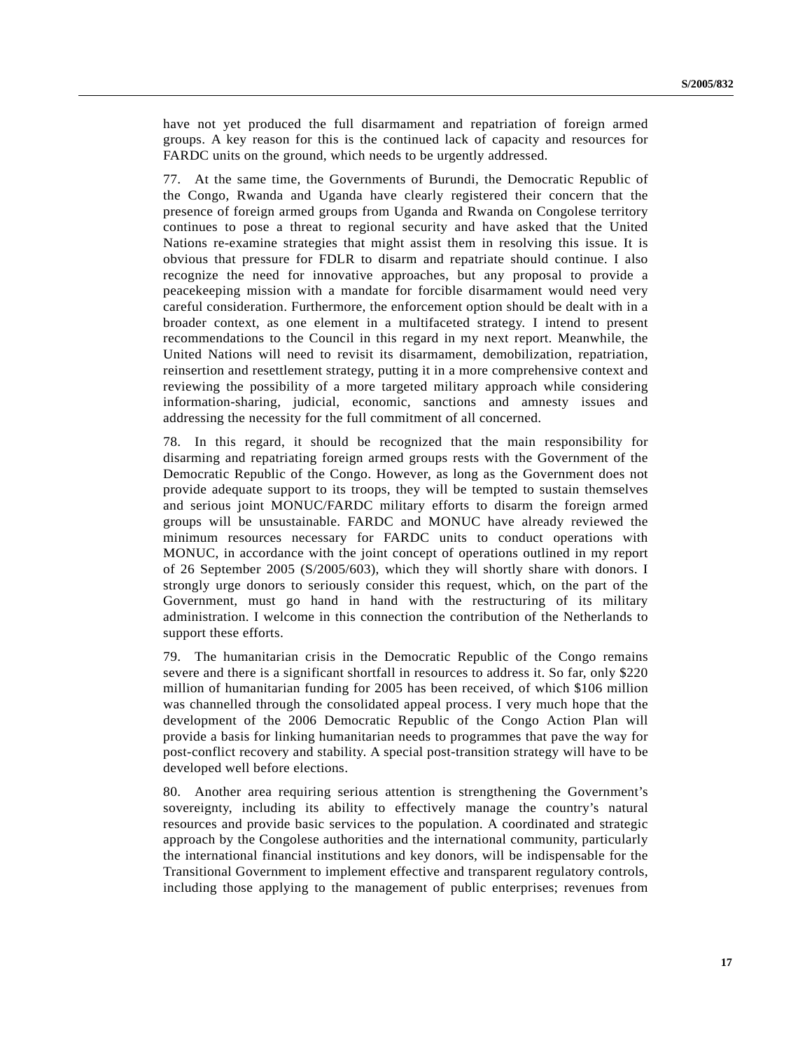have not yet produced the full disarmament and repatriation of foreign armed groups. A key reason for this is the continued lack of capacity and resources for FARDC units on the ground, which needs to be urgently addressed.

77. At the same time, the Governments of Burundi, the Democratic Republic of the Congo, Rwanda and Uganda have clearly registered their concern that the presence of foreign armed groups from Uganda and Rwanda on Congolese territory continues to pose a threat to regional security and have asked that the United Nations re-examine strategies that might assist them in resolving this issue. It is obvious that pressure for FDLR to disarm and repatriate should continue. I also recognize the need for innovative approaches, but any proposal to provide a peacekeeping mission with a mandate for forcible disarmament would need very careful consideration. Furthermore, the enforcement option should be dealt with in a broader context, as one element in a multifaceted strategy. I intend to present recommendations to the Council in this regard in my next report. Meanwhile, the United Nations will need to revisit its disarmament, demobilization, repatriation, reinsertion and resettlement strategy, putting it in a more comprehensive context and reviewing the possibility of a more targeted military approach while considering information-sharing, judicial, economic, sanctions and amnesty issues and addressing the necessity for the full commitment of all concerned.

78. In this regard, it should be recognized that the main responsibility for disarming and repatriating foreign armed groups rests with the Government of the Democratic Republic of the Congo. However, as long as the Government does not provide adequate support to its troops, they will be tempted to sustain themselves and serious joint MONUC/FARDC military efforts to disarm the foreign armed groups will be unsustainable. FARDC and MONUC have already reviewed the minimum resources necessary for FARDC units to conduct operations with MONUC, in accordance with the joint concept of operations outlined in my report of 26 September 2005 (S/2005/603), which they will shortly share with donors. I strongly urge donors to seriously consider this request, which, on the part of the Government, must go hand in hand with the restructuring of its military administration. I welcome in this connection the contribution of the Netherlands to support these efforts.

79. The humanitarian crisis in the Democratic Republic of the Congo remains severe and there is a significant shortfall in resources to address it. So far, only $220 million of humanitarian funding for 2005 has been received, of which $106 million was channelled through the consolidated appeal process. I very much hope that the development of the 2006 Democratic Republic of the Congo Action Plan will provide a basis for linking humanitarian needs to programmes that pave the way for post-conflict recovery and stability. A special post-transition strategy will have to be developed well before elections.

80. Another area requiring serious attention is strengthening the Government's sovereignty, including its ability to effectively manage the country's natural resources and provide basic services to the population. A coordinated and strategic approach by the Congolese authorities and the international community, particularly the international financial institutions and key donors, will be indispensable for the Transitional Government to implement effective and transparent regulatory controls, including those applying to the management of public enterprises; revenues from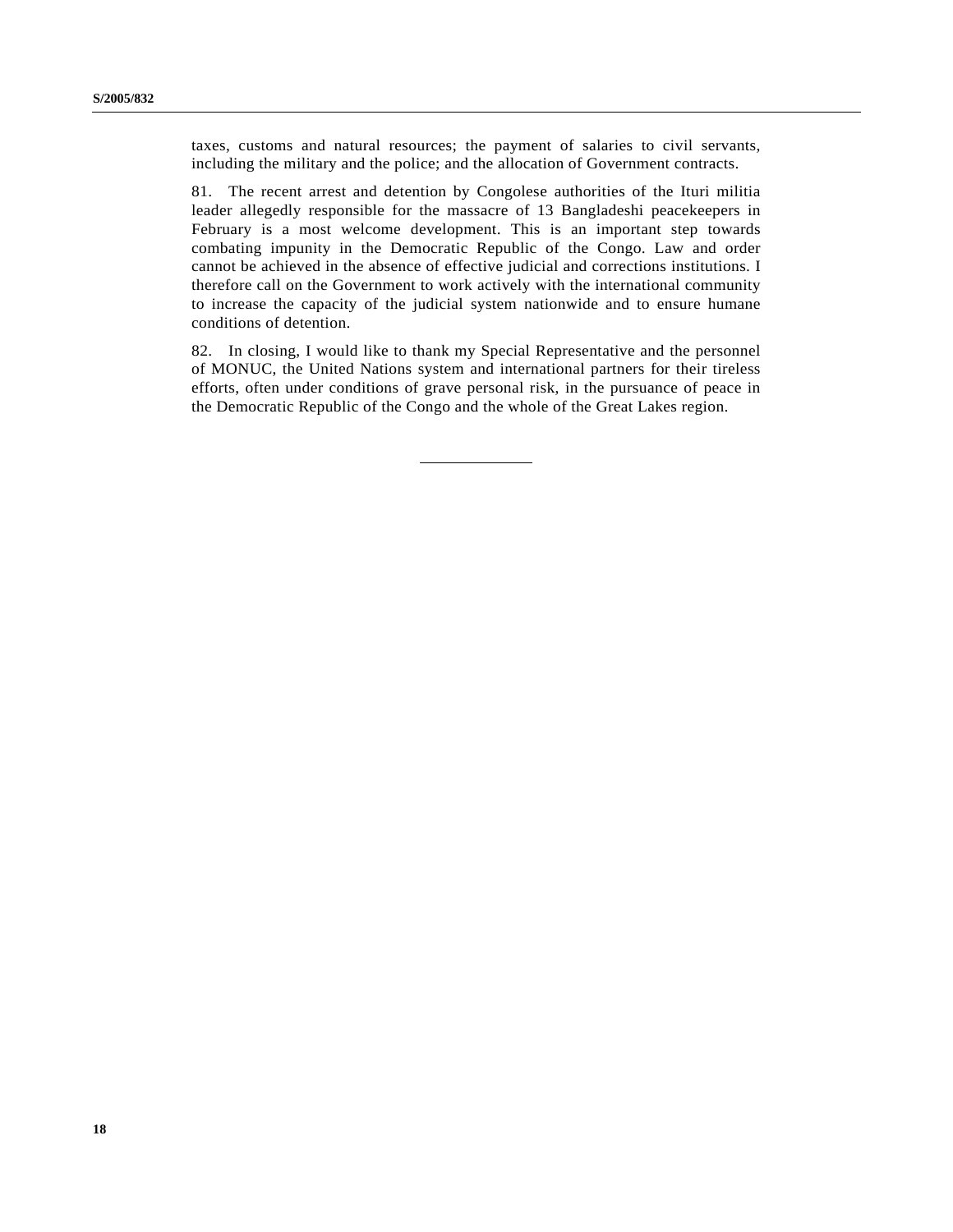taxes, customs and natural resources; the payment of salaries to civil servants, including the military and the police; and the allocation of Government contracts.

81. The recent arrest and detention by Congolese authorities of the Ituri militia leader allegedly responsible for the massacre of 13 Bangladeshi peacekeepers in February is a most welcome development. This is an important step towards combating impunity in the Democratic Republic of the Congo. Law and order cannot be achieved in the absence of effective judicial and corrections institutions. I therefore call on the Government to work actively with the international community to increase the capacity of the judicial system nationwide and to ensure humane conditions of detention.

82. In closing, I would like to thank my Special Representative and the personnel of MONUC, the United Nations system and international partners for their tireless efforts, often under conditions of grave personal risk, in the pursuance of peace in the Democratic Republic of the Congo and the whole of the Great Lakes region.